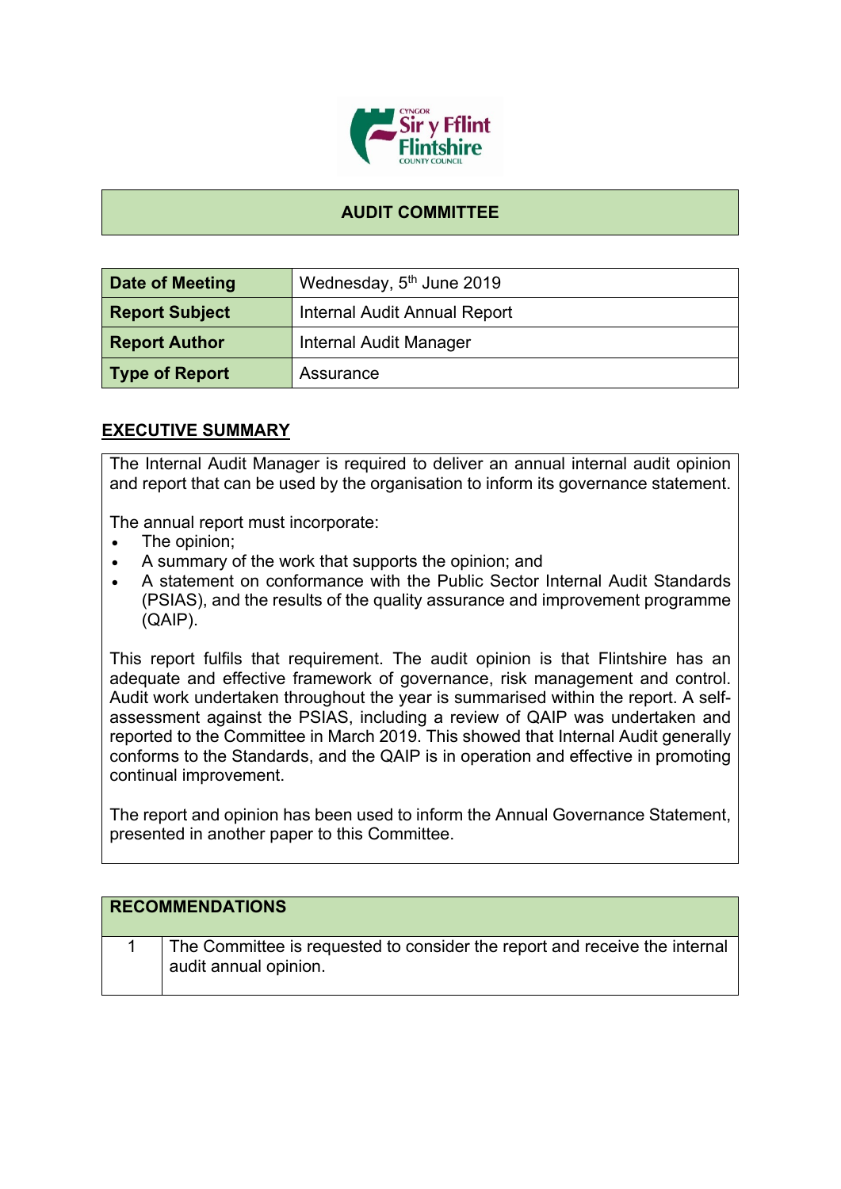# AUDIT COMMITTEE

| Date of Meeting | Wednesday, 5th June 2019 |
|---|---|
| **Report Subject** | Internal Audit Annual Report |
| **Report Author** | Internal Audit Manager |
| **Type of Report** | Assurance |

## EXECUTIVE SUMMARY

The Internal Audit Manager is required to deliver an annual internal audit opinion and report that can be used by the organisation to inform its governance statement.

The annual report must incorporate:

- The opinion;
- A summary of the work that supports the opinion; and
- A statement on conformance with the Public Sector Internal Audit Standards (PSIAS), and the results of the quality assurance and improvement programme (QAIP).

This report fulfils that requirement. The audit opinion is that Flintshire has an adequate and effective framework of governance, risk management and control. Audit work undertaken throughout the year is summarised within the report. A self-assessment against the PSIAS, including a review of QAIP was undertaken and reported to the Committee in March 2019. This showed that Internal Audit generally conforms to the Standards, and the QAIP is in operation and effective in promoting continual improvement.

The report and opinion has been used to inform the Annual Governance Statement, presented in another paper to this Committee.

| RECOMMENDATIONS | |
|---|---|
| 1 | The Committee is requested to consider the report and receive the internal audit annual opinion. |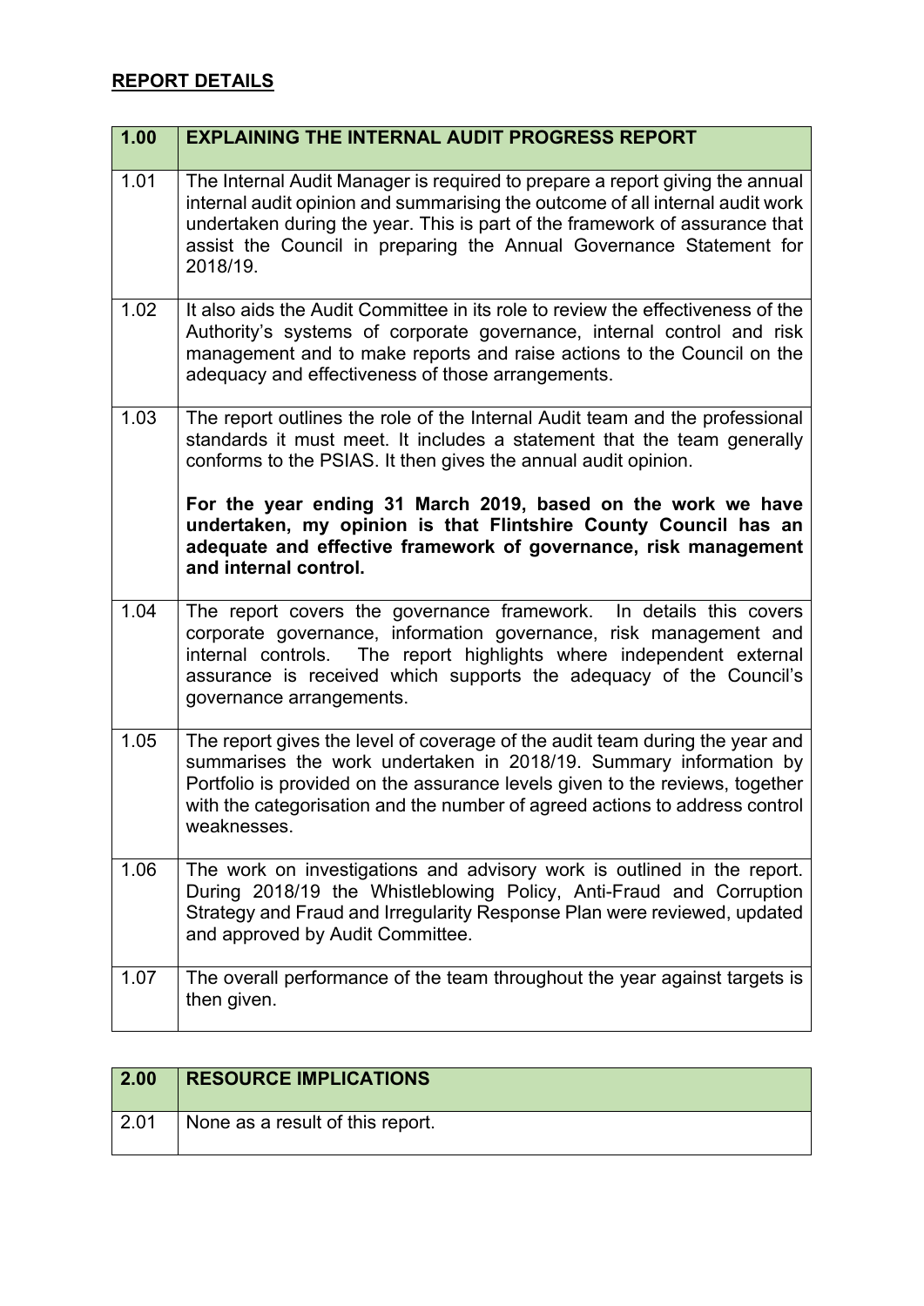## **REPORT DETAILS**

| 1.00 | EXPLAINING THE INTERNAL AUDIT PROGRESS REPORT |
|---|---|
| 1.01 | The Internal Audit Manager is required to prepare a report giving the annual internal audit opinion and summarising the outcome of all internal audit work undertaken during the year. This is part of the framework of assurance that assist the Council in preparing the Annual Governance Statement for 2018/19. |
| 1.02 | It also aids the Audit Committee in its role to review the effectiveness of the Authority's systems of corporate governance, internal control and risk management and to make reports and raise actions to the Council on the adequacy and effectiveness of those arrangements. |
| 1.03 | The report outlines the role of the Internal Audit team and the professional standards it must meet. It includes a statement that the team generally conforms to the PSIAS. It then gives the annual audit opinion.<br><br>**For the year ending 31 March 2019, based on the work we have undertaken, my opinion is that Flintshire County Council has an adequate and effective framework of governance, risk management and internal control.** |
| 1.04 | The report covers the governance framework. In details this covers corporate governance, information governance, risk management and internal controls. The report highlights where independent external assurance is received which supports the adequacy of the Council's governance arrangements. |
| 1.05 | The report gives the level of coverage of the audit team during the year and summarises the work undertaken in 2018/19. Summary information by Portfolio is provided on the assurance levels given to the reviews, together with the categorisation and the number of agreed actions to address control weaknesses. |
| 1.06 | The work on investigations and advisory work is outlined in the report. During 2018/19 the Whistleblowing Policy, Anti-Fraud and Corruption Strategy and Fraud and Irregularity Response Plan were reviewed, updated and approved by Audit Committee. |
| 1.07 | The overall performance of the team throughout the year against targets is then given. |

| 2.00 | RESOURCE IMPLICATIONS |
|---|---|
| 2.01 | None as a result of this report. |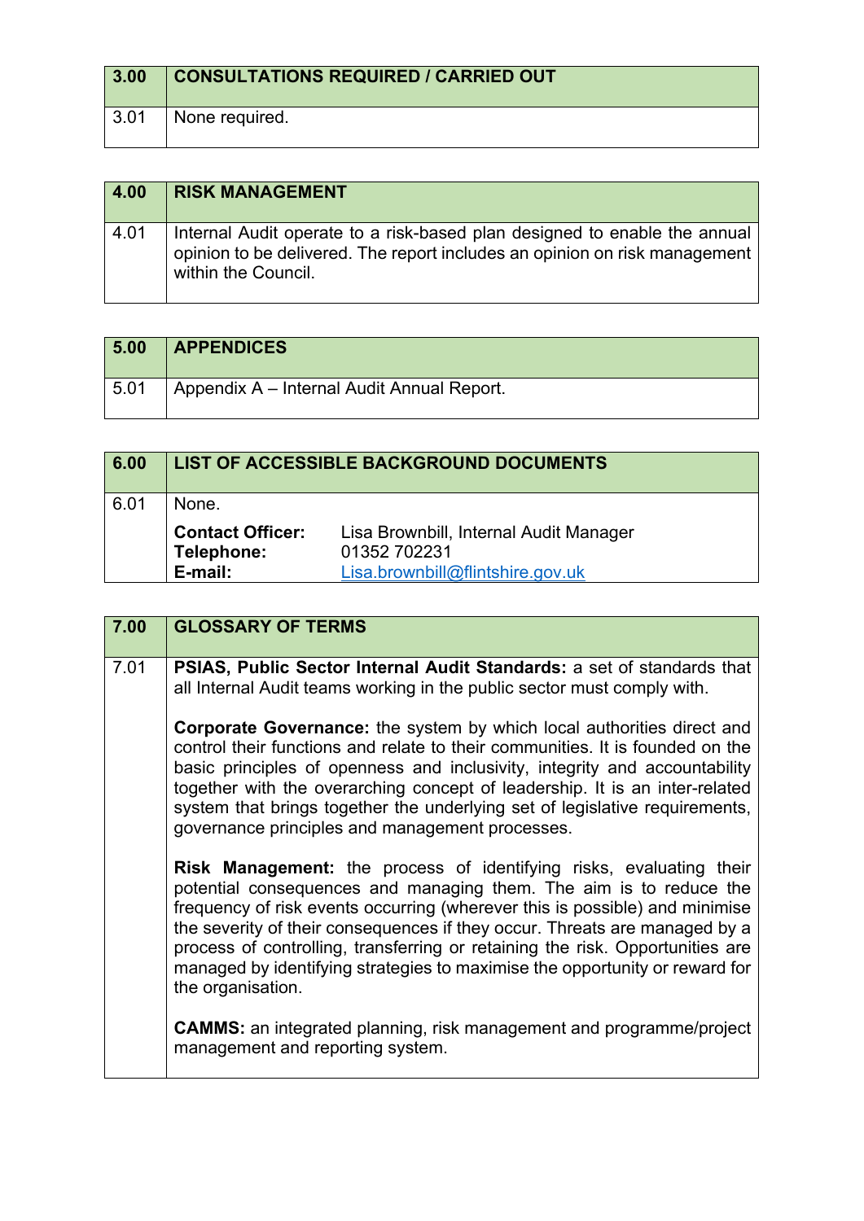| 3.00 | CONSULTATIONS REQUIRED / CARRIED OUT |
|---|---|
| 3.01 | None required. |

| 4.00 | RISK MANAGEMENT |
|---|---|
| 4.01 | Internal Audit operate to a risk-based plan designed to enable the annual opinion to be delivered. The report includes an opinion on risk management within the Council. |

| 5.00 | APPENDICES |
|---|---|
| 5.01 | Appendix A – Internal Audit Annual Report. |

| 6.00 | LIST OF ACCESSIBLE BACKGROUND DOCUMENTS |
|---|---|
| 6.01 | None.<br><br>**Contact Officer:** Lisa Brownbill, Internal Audit Manager<br>**Telephone:** 01352 702231<br>**E-mail:** Lisa.brownbill@flintshire.gov.uk |

| 7.00 | GLOSSARY OF TERMS |
|---|---|
| 7.01 | **PSIAS, Public Sector Internal Audit Standards:** a set of standards that all Internal Audit teams working in the public sector must comply with.<br><br>**Corporate Governance:** the system by which local authorities direct and control their functions and relate to their communities. It is founded on the basic principles of openness and inclusivity, integrity and accountability together with the overarching concept of leadership. It is an inter-related system that brings together the underlying set of legislative requirements, governance principles and management processes.<br><br>**Risk Management:** the process of identifying risks, evaluating their potential consequences and managing them. The aim is to reduce the frequency of risk events occurring (wherever this is possible) and minimise the severity of their consequences if they occur. Threats are managed by a process of controlling, transferring or retaining the risk. Opportunities are managed by identifying strategies to maximise the opportunity or reward for the organisation.<br><br>**CAMMS:** an integrated planning, risk management and programme/project management and reporting system. |